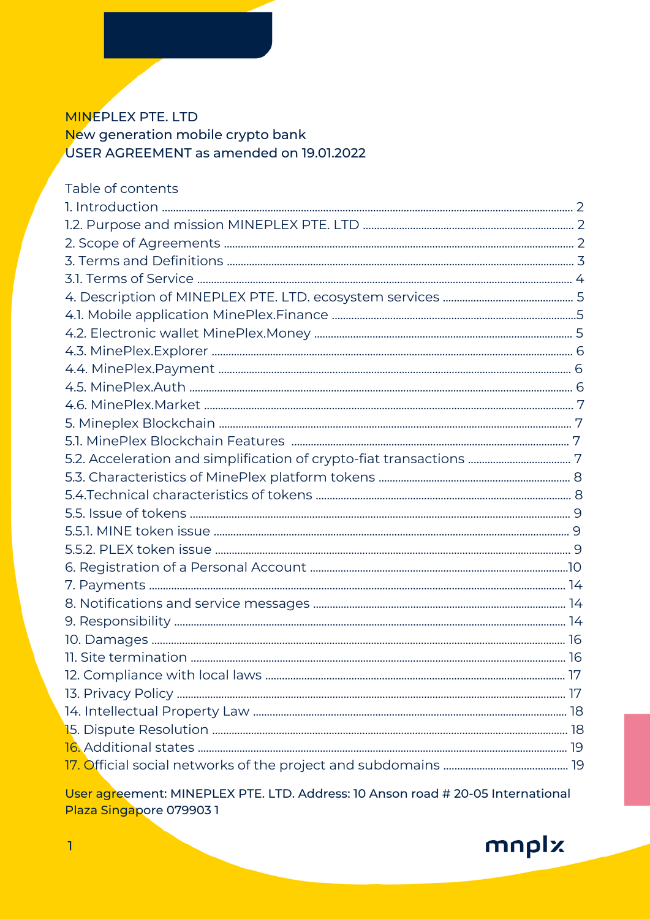MINEPLEX PTE. LTD
New generation mobile crypto bank
USER AGREEMENT as amended on 19.01.2022

Table of contents

1. Introduction ..... 2
1.2. Purpose and mission MINEPLEX PTE. LTD ..... 2
2. Scope of Agreements ..... 2
3. Terms and Definitions ..... 3
3.1. Terms of Service ..... 4
4. Description of MINEPLEX PTE. LTD. ecosystem services ..... 5
4.1. Mobile application MinePlex.Finance ..... 5
4.2. Electronic wallet MinePlex.Money ..... 5
4.3. MinePlex.Explorer ..... 6
4.4. MinePlex.Payment ..... 6
4.5. MinePlex.Auth ..... 6
4.6. MinePlex.Market ..... 7
5. Mineplex Blockchain ..... 7
5.1. MinePlex Blockchain Features ..... 7
5.2. Acceleration and simplification of crypto-fiat transactions ..... 7
5.3. Characteristics of MinePlex platform tokens ..... 8
5.4.Technical characteristics of tokens ..... 8
5.5. Issue of tokens ..... 9
5.5.1. MINE token issue ..... 9
5.5.2. PLEX token issue ..... 9
6. Registration of a Personal Account ..... 10
7. Payments ..... 14
8. Notifications and service messages ..... 14
9. Responsibility ..... 14
10. Damages ..... 16
11. Site termination ..... 16
12. Compliance with local laws ..... 17
13. Privacy Policy ..... 17
14. Intellectual Property Law ..... 18
15. Dispute Resolution ..... 18
16. Additional states ..... 19
17. Official social networks of the project and subdomains ..... 19

User agreement: MINEPLEX PTE. LTD. Address: 10 Anson road # 20-05 International Plaza Singapore 079903 1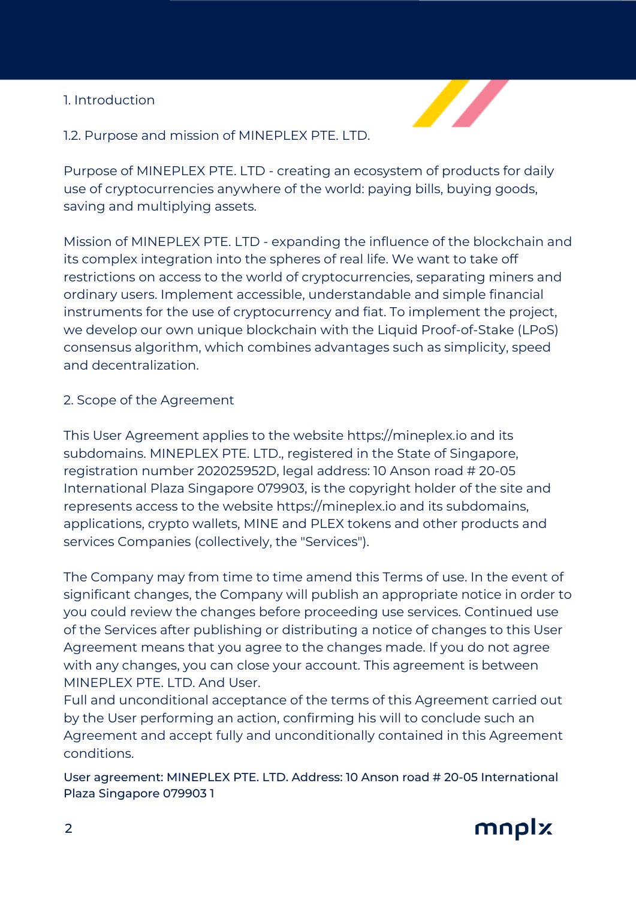## 1. Introduction

### 1.2. Purpose and mission of MINEPLEX PTE. LTD.

Purpose of MINEPLEX PTE. LTD - creating an ecosystem of products for daily use of cryptocurrencies anywhere of the world: paying bills, buying goods, saving and multiplying assets.

Mission of MINEPLEX PTE. LTD - expanding the influence of the blockchain and its complex integration into the spheres of real life. We want to take off restrictions on access to the world of cryptocurrencies, separating miners and ordinary users. Implement accessible, understandable and simple financial instruments for the use of cryptocurrency and fiat. To implement the project, we develop our own unique blockchain with the Liquid Proof-of-Stake (LPoS) consensus algorithm, which combines advantages such as simplicity, speed and decentralization.

## 2. Scope of the Agreement

This User Agreement applies to the website https://mineplex.io and its subdomains. MINEPLEX PTE. LTD., registered in the State of Singapore, registration number 202025952D, legal address: 10 Anson road # 20-05 International Plaza Singapore 079903, is the copyright holder of the site and represents access to the website https://mineplex.io and its subdomains, applications, crypto wallets, MINE and PLEX tokens and other products and services Companies (collectively, the "Services").

The Company may from time to time amend this Terms of use. In the event of significant changes, the Company will publish an appropriate notice in order to you could review the changes before proceeding use services. Continued use of the Services after publishing or distributing a notice of changes to this User Agreement means that you agree to the changes made. If you do not agree with any changes, you can close your account. This agreement is between MINEPLEX PTE. LTD. And User.
Full and unconditional acceptance of the terms of this Agreement carried out by the User performing an action, confirming his will to conclude such an Agreement and accept fully and unconditionally contained in this Agreement conditions.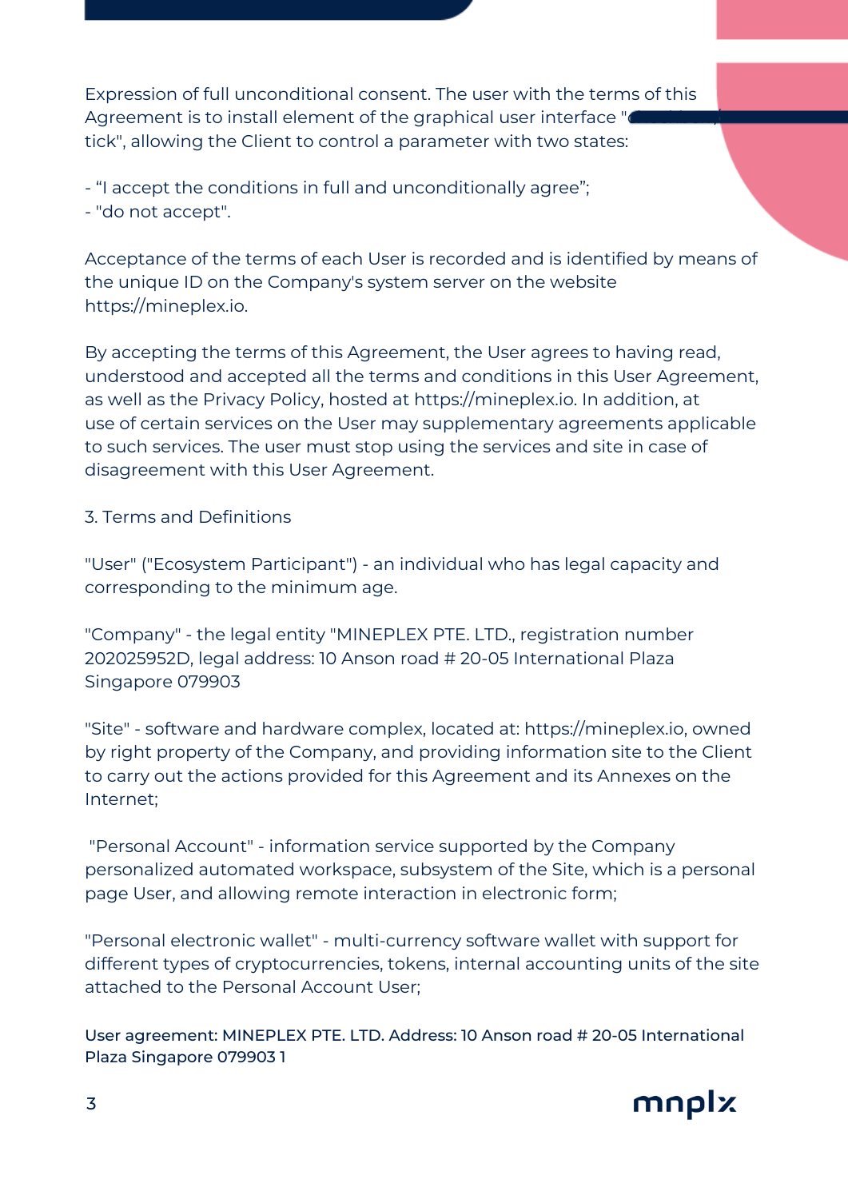Expression of full unconditional consent. The user with the terms of this Agreement is to install element of the graphical user interface "checkbox / tick", allowing the Client to control a parameter with two states:

- “I accept the conditions in full and unconditionally agree”;
- "do not accept".

Acceptance of the terms of each User is recorded and is identified by means of the unique ID on the Company's system server on the website https://mineplex.io.

By accepting the terms of this Agreement, the User agrees to having read, understood and accepted all the terms and conditions in this User Agreement, as well as the Privacy Policy, hosted at https://mineplex.io. In addition, at use of certain services on the User may supplementary agreements applicable to such services. The user must stop using the services and site in case of disagreement with this User Agreement.

3. Terms and Definitions

"User" ("Ecosystem Participant") - an individual who has legal capacity and corresponding to the minimum age.

"Company" - the legal entity "MINEPLEX PTE. LTD., registration number 202025952D, legal address: 10 Anson road # 20-05 International Plaza Singapore 079903

"Site" - software and hardware complex, located at: https://mineplex.io, owned by right property of the Company, and providing information site to the Client to carry out the actions provided for this Agreement and its Annexes on the Internet;

"Personal Account" - information service supported by the Company personalized automated workspace, subsystem of the Site, which is a personal page User, and allowing remote interaction in electronic form;

"Personal electronic wallet" - multi-currency software wallet with support for different types of cryptocurrencies, tokens, internal accounting units of the site attached to the Personal Account User;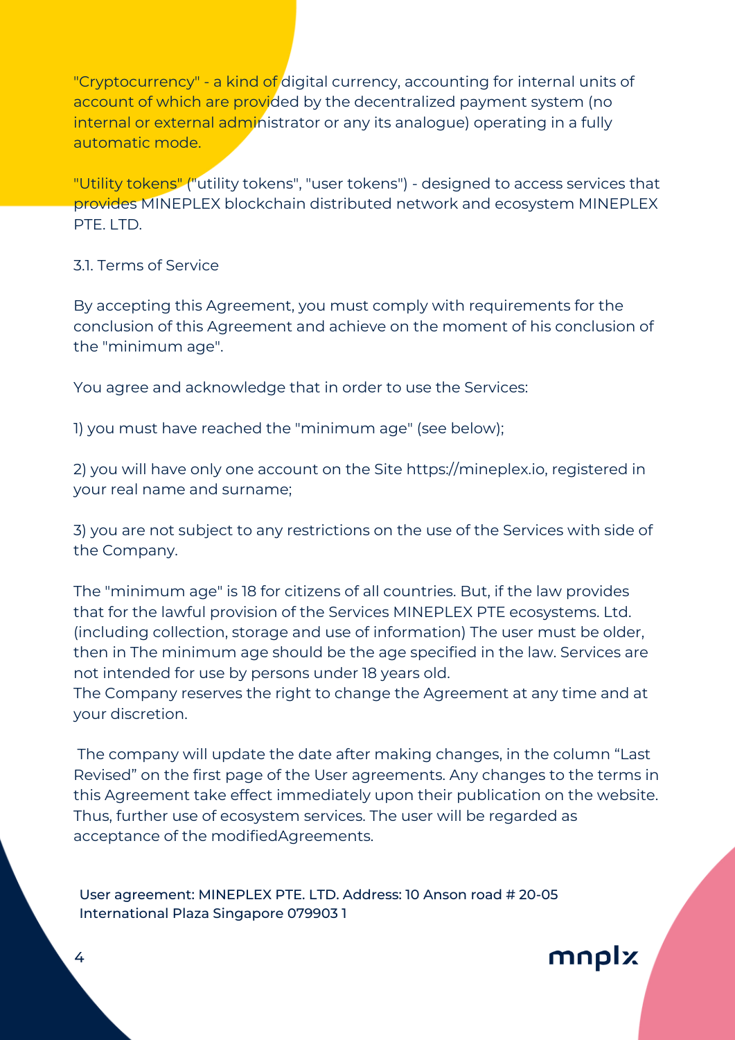"Cryptocurrency" - a kind of digital currency, accounting for internal units of account of which are provided by the decentralized payment system (no internal or external administrator or any its analogue) operating in a fully automatic mode.

"Utility tokens" ("utility tokens", "user tokens") - designed to access services that provides MINEPLEX blockchain distributed network and ecosystem MINEPLEX PTE. LTD.

3.1. Terms of Service

By accepting this Agreement, you must comply with requirements for the conclusion of this Agreement and achieve on the moment of his conclusion of the "minimum age".

You agree and acknowledge that in order to use the Services:

1) you must have reached the "minimum age" (see below);

2) you will have only one account on the Site https://mineplex.io, registered in your real name and surname;

3) you are not subject to any restrictions on the use of the Services with side of the Company.

The "minimum age" is 18 for citizens of all countries. But, if the law provides that for the lawful provision of the Services MINEPLEX PTE ecosystems. Ltd. (including collection, storage and use of information) The user must be older, then in The minimum age should be the age specified in the law. Services are not intended for use by persons under 18 years old.
The Company reserves the right to change the Agreement at any time and at your discretion.

The company will update the date after making changes, in the column “Last Revised” on the first page of the User agreements. Any changes to the terms in this Agreement take effect immediately upon their publication on the website. Thus, further use of ecosystem services. The user will be regarded as acceptance of the modifiedAgreements.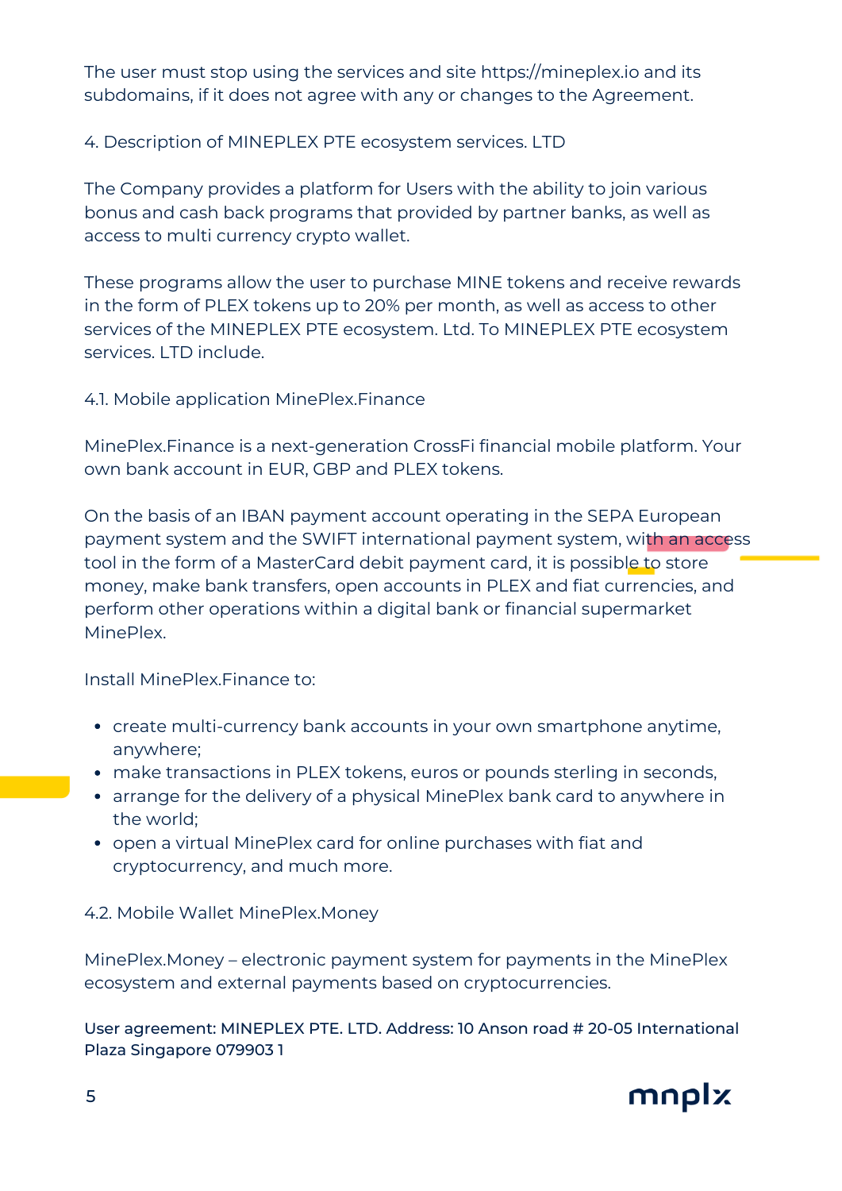The user must stop using the services and site https://mineplex.io and its subdomains, if it does not agree with any or changes to the Agreement.

## 4. Description of MINEPLEX PTE ecosystem services. LTD

The Company provides a platform for Users with the ability to join various bonus and cash back programs that provided by partner banks, as well as access to multi currency crypto wallet.

These programs allow the user to purchase MINE tokens and receive rewards in the form of PLEX tokens up to 20% per month, as well as access to other services of the MINEPLEX PTE ecosystem. Ltd. To MINEPLEX PTE ecosystem services. LTD include.

### 4.1. Mobile application MinePlex.Finance

MinePlex.Finance is a next-generation CrossFi financial mobile platform. Your own bank account in EUR, GBP and PLEX tokens.

On the basis of an IBAN payment account operating in the SEPA European payment system and the SWIFT international payment system, with an access tool in the form of a MasterCard debit payment card, it is possible to store money, make bank transfers, open accounts in PLEX and fiat currencies, and perform other operations within a digital bank or financial supermarket MinePlex.

Install MinePlex.Finance to:

- create multi-currency bank accounts in your own smartphone anytime, anywhere;
- make transactions in PLEX tokens, euros or pounds sterling in seconds,
- arrange for the delivery of a physical MinePlex bank card to anywhere in the world;
- open a virtual MinePlex card for online purchases with fiat and cryptocurrency, and much more.

### 4.2. Mobile Wallet MinePlex.Money

MinePlex.Money – electronic payment system for payments in the MinePlex ecosystem and external payments based on cryptocurrencies.

User agreement: MINEPLEX PTE. LTD. Address: 10 Anson road # 20-05 International Plaza Singapore 079903 1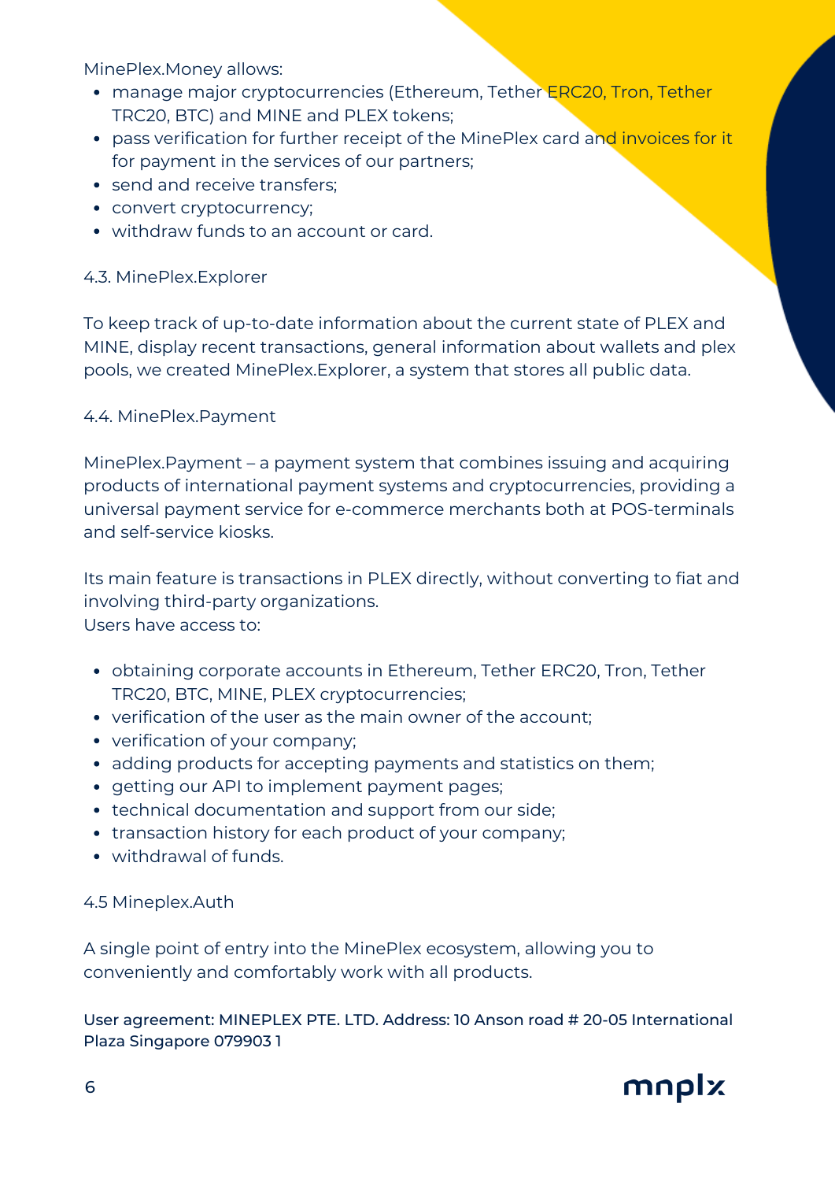MinePlex.Money allows:

- manage major cryptocurrencies (Ethereum, Tether ERC20, Tron, Tether TRC20, BTC) and MINE and PLEX tokens;
- pass verification for further receipt of the MinePlex card and invoices for it for payment in the services of our partners;
- send and receive transfers;
- convert cryptocurrency;
- withdraw funds to an account or card.

### 4.3. MinePlex.Explorer

To keep track of up-to-date information about the current state of PLEX and MINE, display recent transactions, general information about wallets and plex pools, we created MinePlex.Explorer, a system that stores all public data.

### 4.4. MinePlex.Payment

MinePlex.Payment – a payment system that combines issuing and acquiring products of international payment systems and cryptocurrencies, providing a universal payment service for e-commerce merchants both at POS-terminals and self-service kiosks.

Its main feature is transactions in PLEX directly, without converting to fiat and involving third-party organizations.
Users have access to:

- obtaining corporate accounts in Ethereum, Tether ERC20, Tron, Tether TRC20, BTC, MINE, PLEX cryptocurrencies;
- verification of the user as the main owner of the account;
- verification of your company;
- adding products for accepting payments and statistics on them;
- getting our API to implement payment pages;
- technical documentation and support from our side;
- transaction history for each product of your company;
- withdrawal of funds.

### 4.5 Mineplex.Auth

A single point of entry into the MinePlex ecosystem, allowing you to conveniently and comfortably work with all products.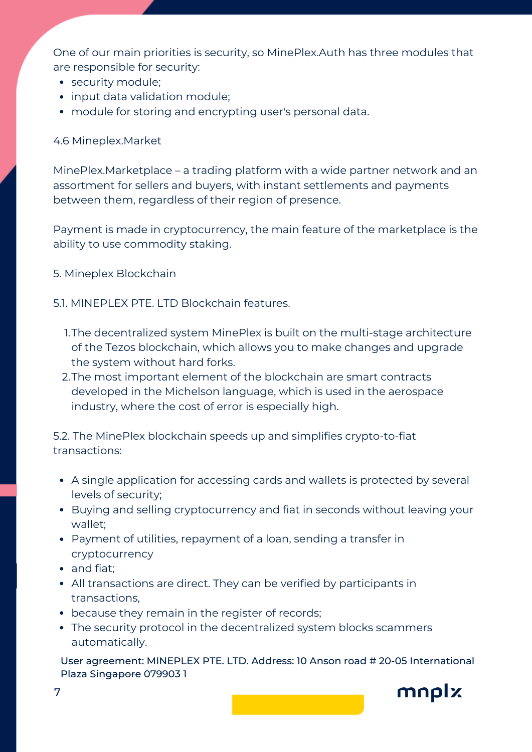One of our main priorities is security, so MinePlex.Auth has three modules that are responsible for security:

- security module;
- input data validation module;
- module for storing and encrypting user's personal data.

4.6 Mineplex.Market

MinePlex.Marketplace – a trading platform with a wide partner network and an assortment for sellers and buyers, with instant settlements and payments between them, regardless of their region of presence.

Payment is made in cryptocurrency, the main feature of the marketplace is the ability to use commodity staking.

5. Mineplex Blockchain

5.1. MINEPLEX PTE. LTD Blockchain features.

1. The decentralized system MinePlex is built on the multi-stage architecture of the Tezos blockchain, which allows you to make changes and upgrade the system without hard forks.
2. The most important element of the blockchain are smart contracts developed in the Michelson language, which is used in the aerospace industry, where the cost of error is especially high.

5.2. The MinePlex blockchain speeds up and simplifies crypto-to-fiat transactions:

- A single application for accessing cards and wallets is protected by several levels of security;
- Buying and selling cryptocurrency and fiat in seconds without leaving your wallet;
- Payment of utilities, repayment of a loan, sending a transfer in cryptocurrency
- and fiat;
- All transactions are direct. They can be verified by participants in transactions,
- because they remain in the register of records;
- The security protocol in the decentralized system blocks scammers automatically.

User agreement: MINEPLEX PTE. LTD. Address: 10 Anson road # 20-05 International Plaza Singapore 079903 1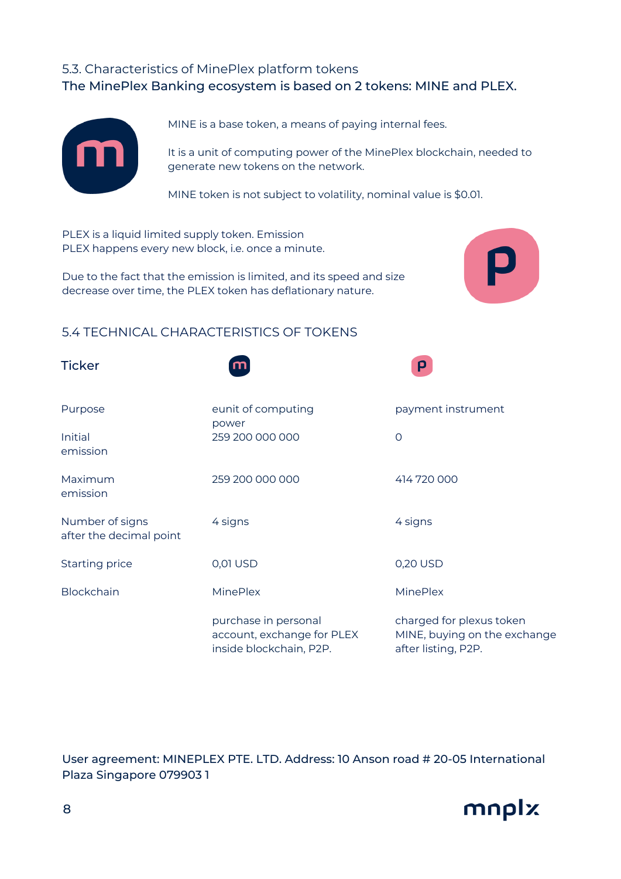## 5.3. Characteristics of MinePlex platform tokens

**The MinePlex Banking ecosystem is based on 2 tokens: MINE and PLEX.**

MINE is a base token, a means of paying internal fees.

It is a unit of computing power of the MinePlex blockchain, needed to generate new tokens on the network.

MINE token is not subject to volatility, nominal value is $0.01.

PLEX is a liquid limited supply token. Emission PLEX happens every new block, i.e. once a minute.

Due to the fact that the emission is limited, and its speed and size decrease over time, the PLEX token has deflationary nature.

## 5.4 TECHNICAL CHARACTERISTICS OF TOKENS

| Ticker | m | p |
|---|---|---|
| Purpose | eunit of computing power | payment instrument |
| Initial emission | 259 200 000 000 | 0 |
| Maximum emission | 259 200 000 000 | 414 720 000 |
| Number of signs after the decimal point | 4 signs | 4 signs |
| Starting price | 0,01 USD | 0,20 USD |
| Blockchain | MinePlex | MinePlex |
| | purchase in personal account, exchange for PLEX inside blockchain, P2P. | charged for plexus token MINE, buying on the exchange after listing, P2P. |

**User agreement: MINEPLEX PTE. LTD. Address: 10 Anson road # 20-05 International Plaza Singapore 079903 1**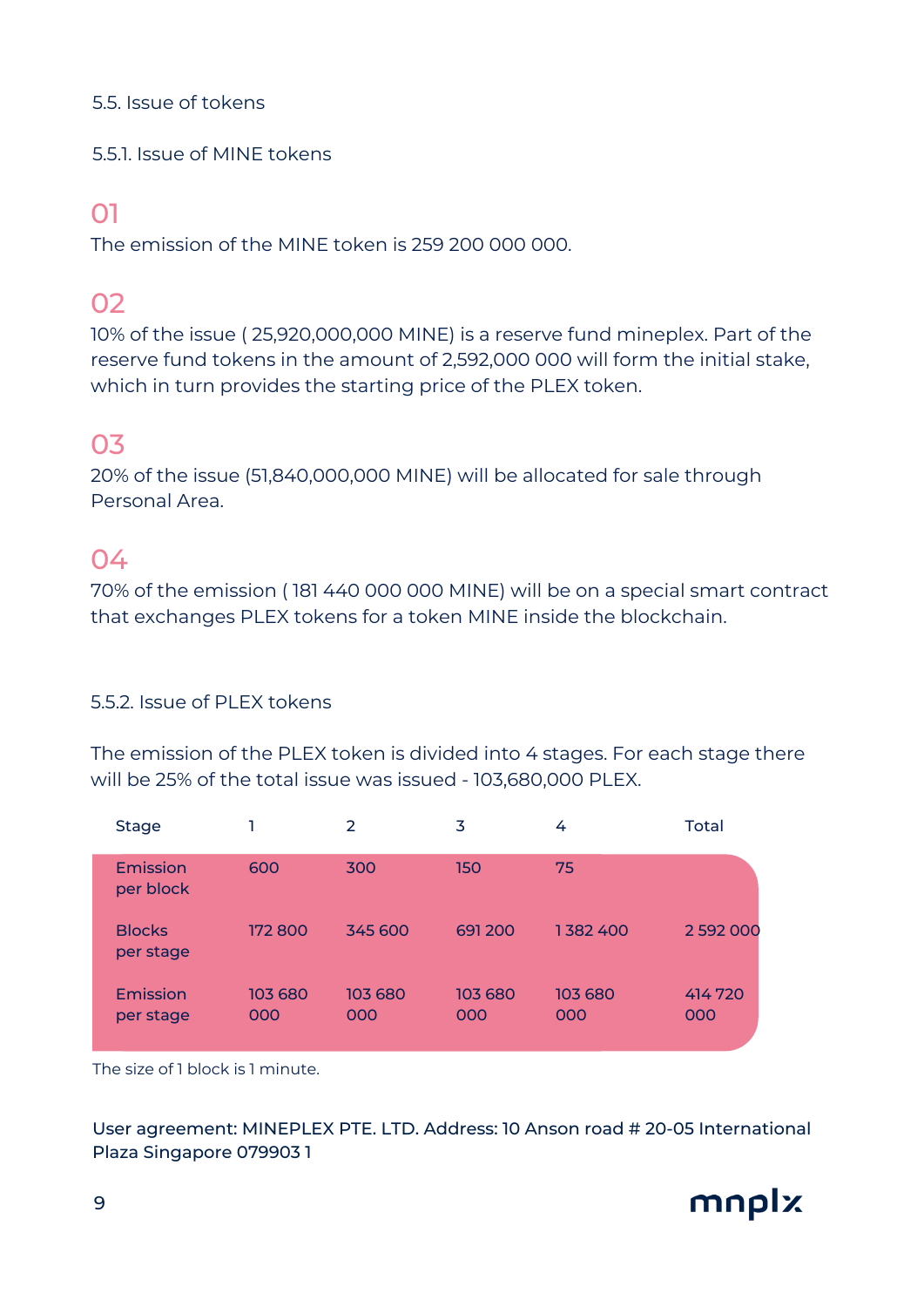### 5.5. Issue of tokens

#### 5.5.1. Issue of MINE tokens

**01**

The emission of the MINE token is 259 200 000 000.

**02**

10% of the issue ( 25,920,000,000 MINE) is a reserve fund mineplex. Part of the reserve fund tokens in the amount of 2,592,000 000 will form the initial stake, which in turn provides the starting price of the PLEX token.

**03**

20% of the issue (51,840,000,000 MINE) will be allocated for sale through Personal Area.

**04**

70% of the emission ( 181 440 000 000 MINE) will be on a special smart contract that exchanges PLEX tokens for a token MINE inside the blockchain.

#### 5.5.2. Issue of PLEX tokens

The emission of the PLEX token is divided into 4 stages. For each stage there will be 25% of the total issue was issued - 103,680,000 PLEX.

| Stage | 1 | 2 | 3 | 4 | Total |
|---|---|---|---|---|---|
| Emission per block | 600 | 300 | 150 | 75 | |
| Blocks per stage | 172 800 | 345 600 | 691 200 | 1 382 400 | 2 592 000 |
| Emission per stage | 103 680 000 | 103 680 000 | 103 680 000 | 103 680 000 | 414 720 000 |

The size of 1 block is 1 minute.

User agreement: MINEPLEX PTE. LTD. Address: 10 Anson road # 20-05 International Plaza Singapore 079903 1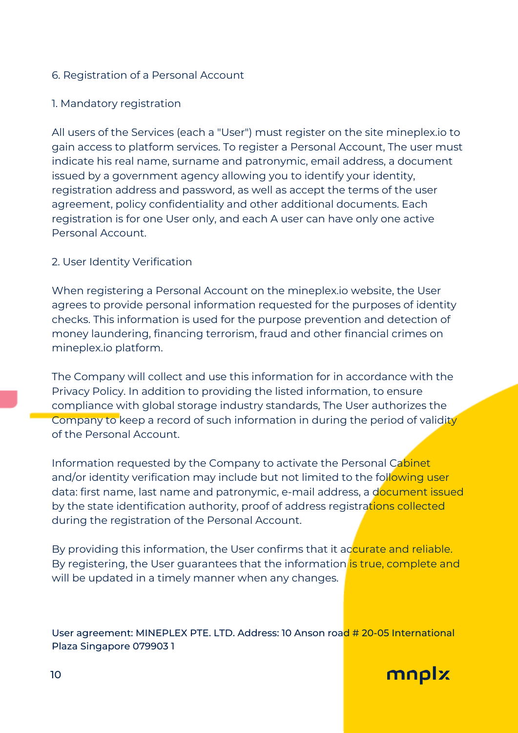## 6. Registration of a Personal Account

### 1. Mandatory registration

All users of the Services (each a "User") must register on the site mineplex.io to gain access to platform services. To register a Personal Account, The user must indicate his real name, surname and patronymic, email address, a document issued by a government agency allowing you to identify your identity, registration address and password, as well as accept the terms of the user agreement, policy confidentiality and other additional documents. Each registration is for one User only, and each A user can have only one active Personal Account.

### 2. User Identity Verification

When registering a Personal Account on the mineplex.io website, the User agrees to provide personal information requested for the purposes of identity checks. This information is used for the purpose prevention and detection of money laundering, financing terrorism, fraud and other financial crimes on mineplex.io platform.

The Company will collect and use this information for in accordance with the Privacy Policy. In addition to providing the listed information, to ensure compliance with global storage industry standards, The User authorizes the Company to keep a record of such information in during the period of validity of the Personal Account.

Information requested by the Company to activate the Personal Cabinet and/or identity verification may include but not limited to the following user data: first name, last name and patronymic, e-mail address, a document issued by the state identification authority, proof of address registrations collected during the registration of the Personal Account.

By providing this information, the User confirms that it accurate and reliable. By registering, the User guarantees that the information is true, complete and will be updated in a timely manner when any changes.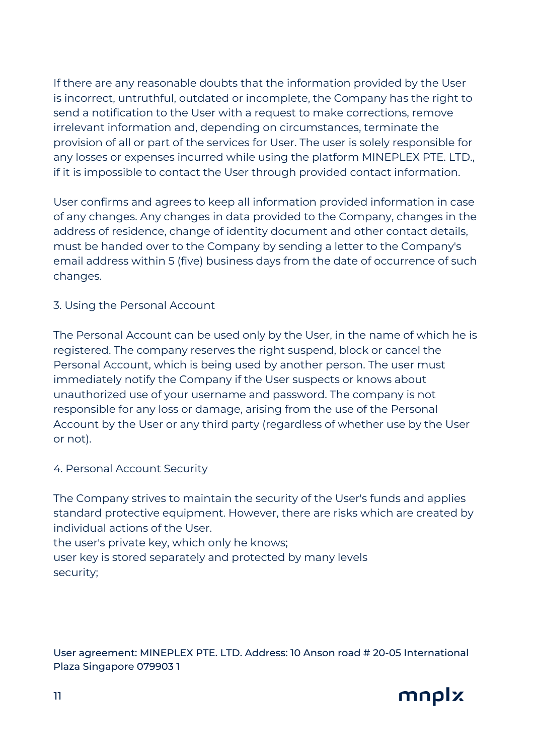If there are any reasonable doubts that the information provided by the User is incorrect, untruthful, outdated or incomplete, the Company has the right to send a notification to the User with a request to make corrections, remove irrelevant information and, depending on circumstances, terminate the provision of all or part of the services for User. The user is solely responsible for any losses or expenses incurred while using the platform MINEPLEX PTE. LTD., if it is impossible to contact the User through provided contact information.

User confirms and agrees to keep all information provided information in case of any changes. Any changes in data provided to the Company, changes in the address of residence, change of identity document and other contact details, must be handed over to the Company by sending a letter to the Company's email address within 5 (five) business days from the date of occurrence of such changes.

## 3. Using the Personal Account

The Personal Account can be used only by the User, in the name of which he is registered. The company reserves the right suspend, block or cancel the Personal Account, which is being used by another person. The user must immediately notify the Company if the User suspects or knows about unauthorized use of your username and password. The company is not responsible for any loss or damage, arising from the use of the Personal Account by the User or any third party (regardless of whether use by the User or not).

## 4. Personal Account Security

The Company strives to maintain the security of the User's funds and applies standard protective equipment. However, there are risks which are created by individual actions of the User.
the user's private key, which only he knows;
user key is stored separately and protected by many levels
security;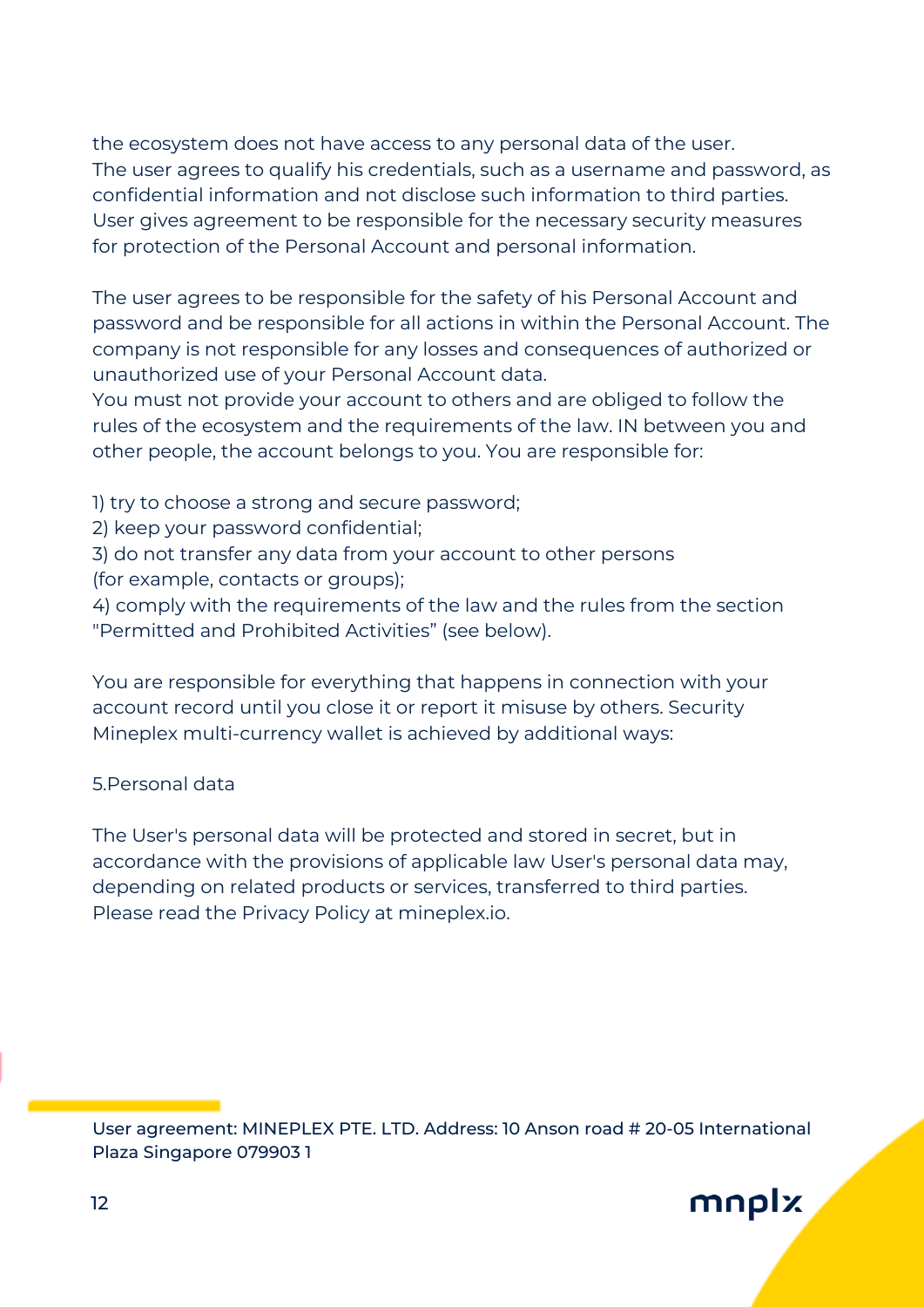the ecosystem does not have access to any personal data of the user.
The user agrees to qualify his credentials, such as a username and password, as confidential information and not disclose such information to third parties.
User gives agreement to be responsible for the necessary security measures for protection of the Personal Account and personal information.

The user agrees to be responsible for the safety of his Personal Account and password and be responsible for all actions in within the Personal Account. The company is not responsible for any losses and consequences of authorized or unauthorized use of your Personal Account data.
You must not provide your account to others and are obliged to follow the rules of the ecosystem and the requirements of the law. IN between you and other people, the account belongs to you. You are responsible for:

1) try to choose a strong and secure password;
2) keep your password confidential;
3) do not transfer any data from your account to other persons (for example, contacts or groups);
4) comply with the requirements of the law and the rules from the section "Permitted and Prohibited Activities" (see below).

You are responsible for everything that happens in connection with your account record until you close it or report it misuse by others. Security Mineplex multi-currency wallet is achieved by additional ways:

5.Personal data

The User's personal data will be protected and stored in secret, but in accordance with the provisions of applicable law User's personal data may, depending on related products or services, transferred to third parties. Please read the Privacy Policy at mineplex.io.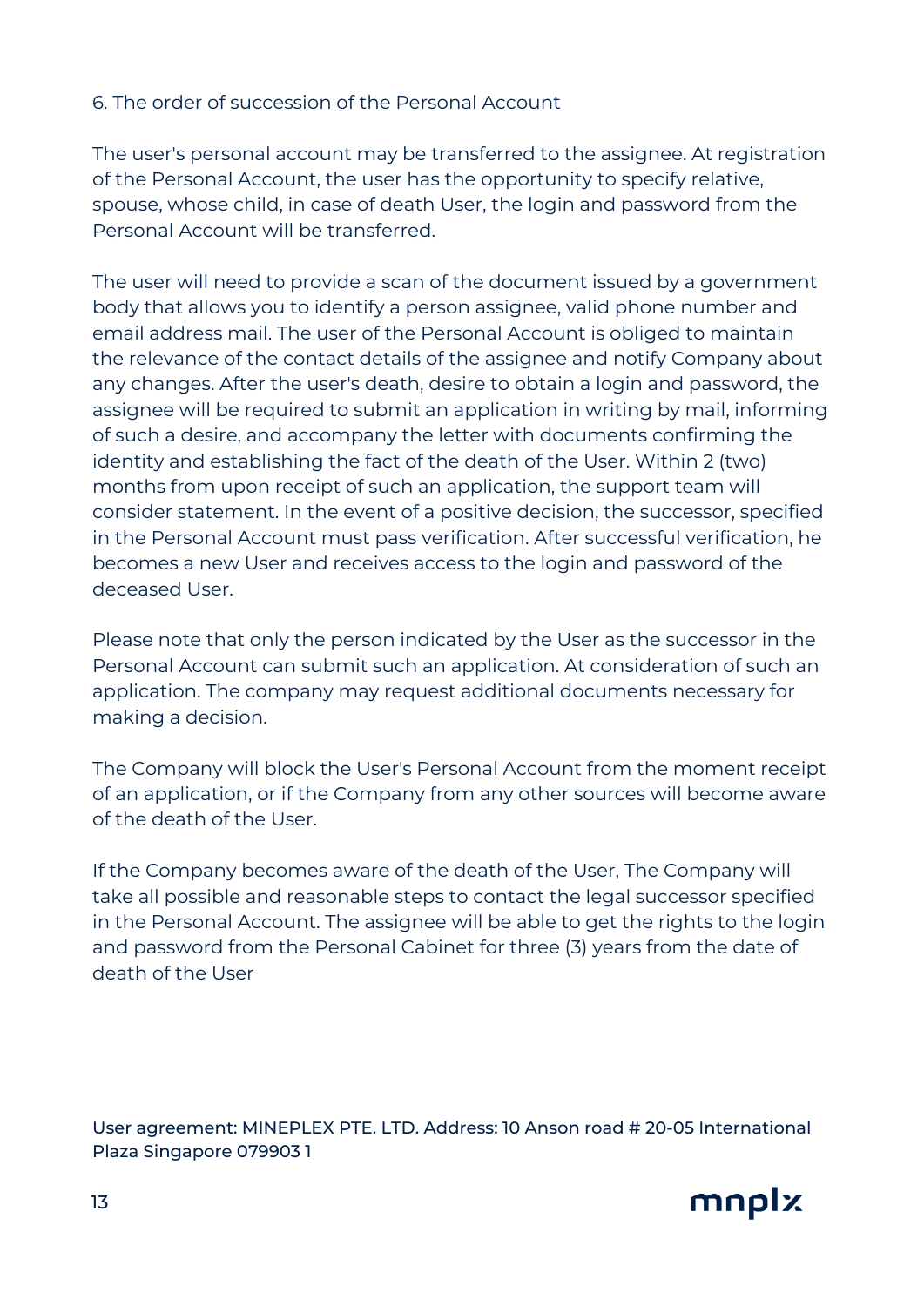## 6. The order of succession of the Personal Account

The user's personal account may be transferred to the assignee. At registration of the Personal Account, the user has the opportunity to specify relative, spouse, whose child, in case of death User, the login and password from the Personal Account will be transferred.

The user will need to provide a scan of the document issued by a government body that allows you to identify a person assignee, valid phone number and email address mail. The user of the Personal Account is obliged to maintain the relevance of the contact details of the assignee and notify Company about any changes. After the user's death, desire to obtain a login and password, the assignee will be required to submit an application in writing by mail, informing of such a desire, and accompany the letter with documents confirming the identity and establishing the fact of the death of the User. Within 2 (two) months from upon receipt of such an application, the support team will consider statement. In the event of a positive decision, the successor, specified in the Personal Account must pass verification. After successful verification, he becomes a new User and receives access to the login and password of the deceased User.

Please note that only the person indicated by the User as the successor in the Personal Account can submit such an application. At consideration of such an application. The company may request additional documents necessary for making a decision.

The Company will block the User's Personal Account from the moment receipt of an application, or if the Company from any other sources will become aware of the death of the User.

If the Company becomes aware of the death of the User, The Company will take all possible and reasonable steps to contact the legal successor specified in the Personal Account. The assignee will be able to get the rights to the login and password from the Personal Cabinet for three (3) years from the date of death of the User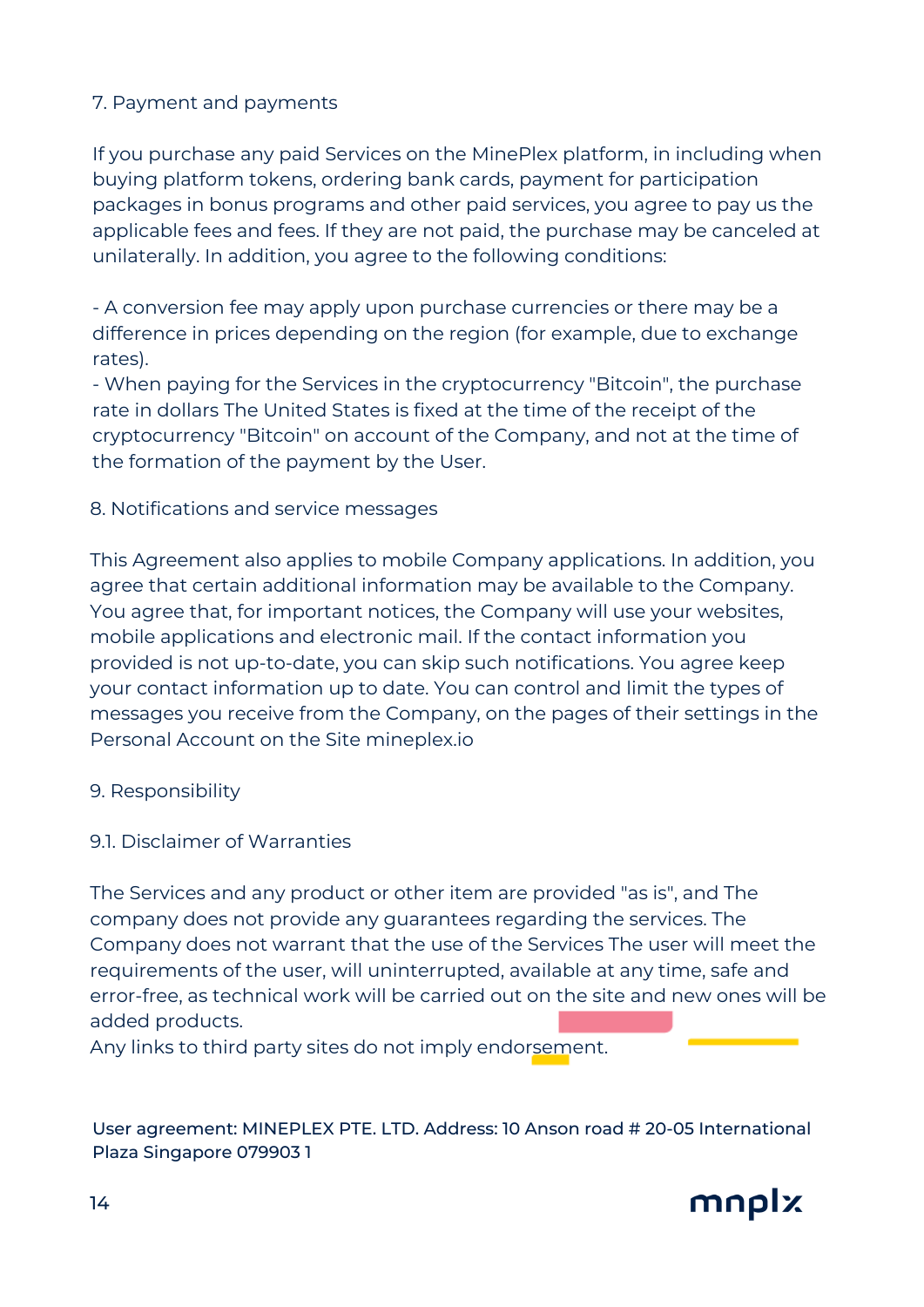## 7. Payment and payments

If you purchase any paid Services on the MinePlex platform, in including when buying platform tokens, ordering bank cards, payment for participation packages in bonus programs and other paid services, you agree to pay us the applicable fees and fees. If they are not paid, the purchase may be canceled at unilaterally. In addition, you agree to the following conditions:

- A conversion fee may apply upon purchase currencies or there may be a difference in prices depending on the region (for example, due to exchange rates).
- When paying for the Services in the cryptocurrency "Bitcoin", the purchase rate in dollars The United States is fixed at the time of the receipt of the cryptocurrency "Bitcoin" on account of the Company, and not at the time of the formation of the payment by the User.

## 8. Notifications and service messages

This Agreement also applies to mobile Company applications. In addition, you agree that certain additional information may be available to the Company. You agree that, for important notices, the Company will use your websites, mobile applications and electronic mail. If the contact information you provided is not up-to-date, you can skip such notifications. You agree keep your contact information up to date. You can control and limit the types of messages you receive from the Company, on the pages of their settings in the Personal Account on the Site mineplex.io

## 9. Responsibility

### 9.1. Disclaimer of Warranties

The Services and any product or other item are provided "as is", and The company does not provide any guarantees regarding the services. The Company does not warrant that the use of the Services The user will meet the requirements of the user, will uninterrupted, available at any time, safe and error-free, as technical work will be carried out on the site and new ones will be added products.
Any links to third party sites do not imply endorsement.

User agreement: MINEPLEX PTE. LTD. Address: 10 Anson road # 20-05 International Plaza Singapore 079903 1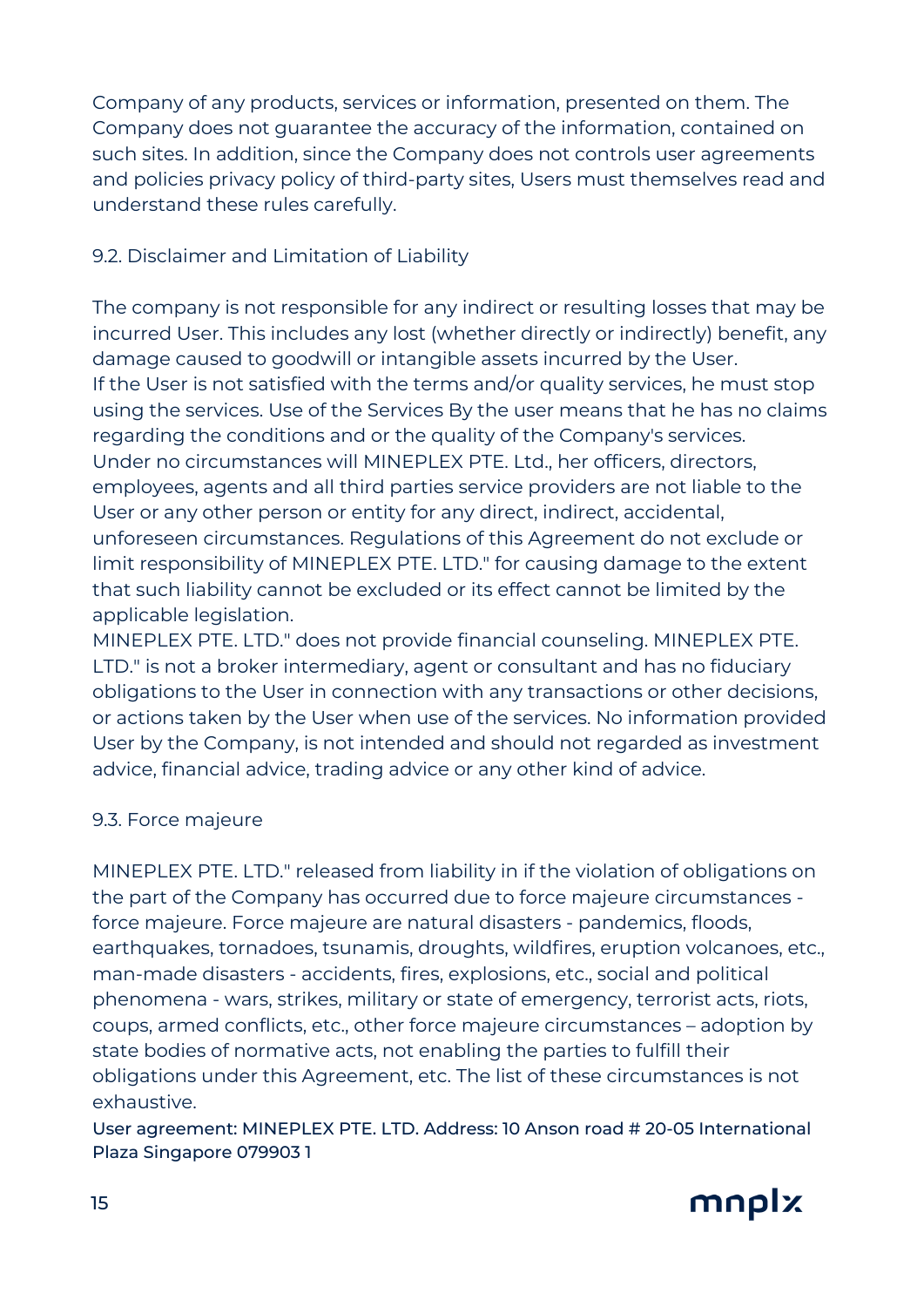Company of any products, services or information, presented on them. The Company does not guarantee the accuracy of the information, contained on such sites. In addition, since the Company does not controls user agreements and policies privacy policy of third-party sites, Users must themselves read and understand these rules carefully.

### 9.2. Disclaimer and Limitation of Liability

The company is not responsible for any indirect or resulting losses that may be incurred User. This includes any lost (whether directly or indirectly) benefit, any damage caused to goodwill or intangible assets incurred by the User.
If the User is not satisfied with the terms and/or quality services, he must stop using the services. Use of the Services By the user means that he has no claims regarding the conditions and or the quality of the Company's services.
Under no circumstances will MINEPLEX PTE. Ltd., her officers, directors, employees, agents and all third parties service providers are not liable to the User or any other person or entity for any direct, indirect, accidental, unforeseen circumstances. Regulations of this Agreement do not exclude or limit responsibility of MINEPLEX PTE. LTD." for causing damage to the extent that such liability cannot be excluded or its effect cannot be limited by the applicable legislation.
MINEPLEX PTE. LTD." does not provide financial counseling. MINEPLEX PTE. LTD." is not a broker intermediary, agent or consultant and has no fiduciary obligations to the User in connection with any transactions or other decisions, or actions taken by the User when use of the services. No information provided User by the Company, is not intended and should not regarded as investment advice, financial advice, trading advice or any other kind of advice.

### 9.3. Force majeure

MINEPLEX PTE. LTD." released from liability in if the violation of obligations on the part of the Company has occurred due to force majeure circumstances - force majeure. Force majeure are natural disasters - pandemics, floods, earthquakes, tornadoes, tsunamis, droughts, wildfires, eruption volcanoes, etc., man-made disasters - accidents, fires, explosions, etc., social and political phenomena - wars, strikes, military or state of emergency, terrorist acts, riots, coups, armed conflicts, etc., other force majeure circumstances – adoption by state bodies of normative acts, not enabling the parties to fulfill their obligations under this Agreement, etc. The list of these circumstances is not exhaustive.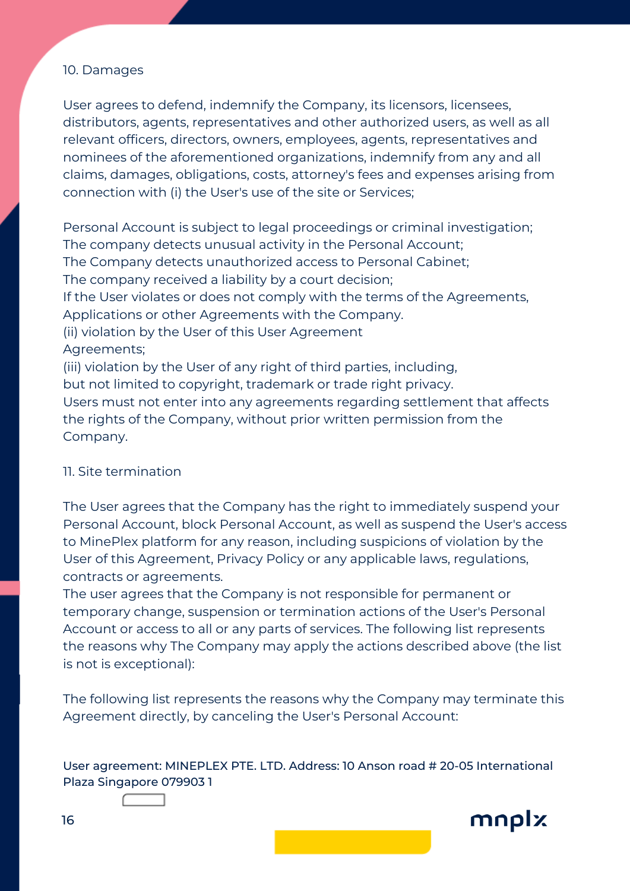## 10. Damages

User agrees to defend, indemnify the Company, its licensors, licensees, distributors, agents, representatives and other authorized users, as well as all relevant officers, directors, owners, employees, agents, representatives and nominees of the aforementioned organizations, indemnify from any and all claims, damages, obligations, costs, attorney's fees and expenses arising from connection with (i) the User's use of the site or Services;

Personal Account is subject to legal proceedings or criminal investigation;
The company detects unusual activity in the Personal Account;
The Company detects unauthorized access to Personal Cabinet;
The company received a liability by a court decision;
If the User violates or does not comply with the terms of the Agreements, Applications or other Agreements with the Company.
(ii) violation by the User of this User Agreement
Agreements;
(iii) violation by the User of any right of third parties, including, but not limited to copyright, trademark or trade right privacy.
Users must not enter into any agreements regarding settlement that affects the rights of the Company, without prior written permission from the Company.

## 11. Site termination

The User agrees that the Company has the right to immediately suspend your Personal Account, block Personal Account, as well as suspend the User's access to MinePlex platform for any reason, including suspicions of violation by the User of this Agreement, Privacy Policy or any applicable laws, regulations, contracts or agreements.
The user agrees that the Company is not responsible for permanent or temporary change, suspension or termination actions of the User's Personal Account or access to all or any parts of services. The following list represents the reasons why The Company may apply the actions described above (the list is not is exceptional):

The following list represents the reasons why the Company may terminate this Agreement directly, by canceling the User's Personal Account: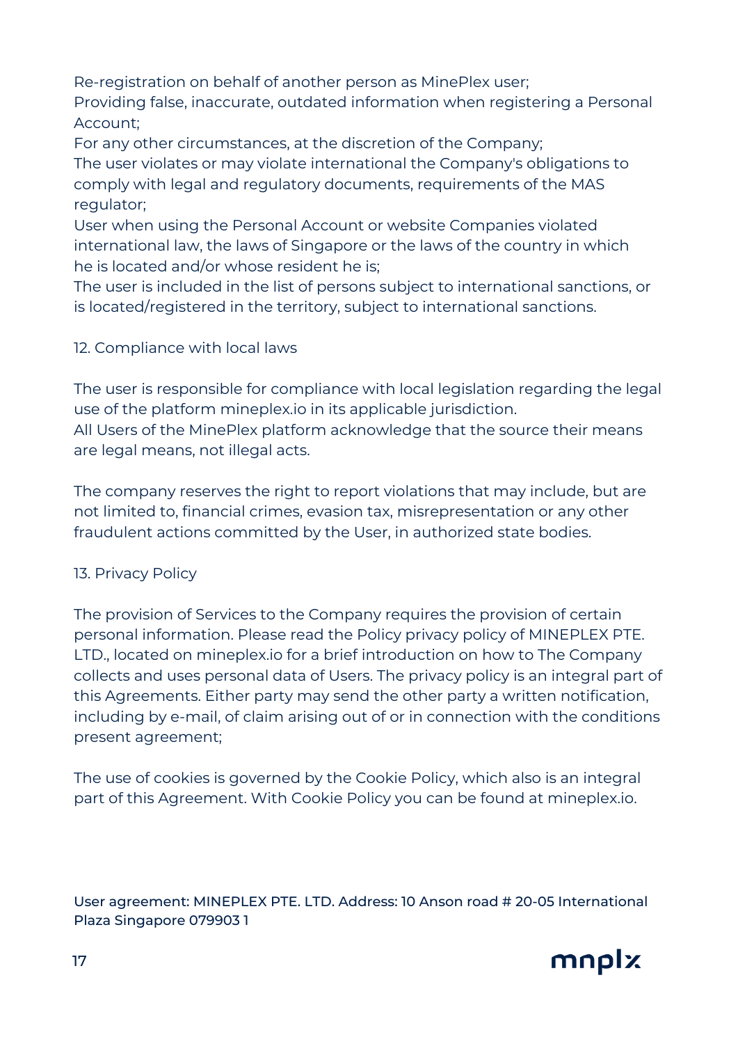Re-registration on behalf of another person as MinePlex user;
Providing false, inaccurate, outdated information when registering a Personal Account;
For any other circumstances, at the discretion of the Company;
The user violates or may violate international the Company's obligations to comply with legal and regulatory documents, requirements of the MAS regulator;
User when using the Personal Account or website Companies violated international law, the laws of Singapore or the laws of the country in which he is located and/or whose resident he is;
The user is included in the list of persons subject to international sanctions, or is located/registered in the territory, subject to international sanctions.

## 12. Compliance with local laws

The user is responsible for compliance with local legislation regarding the legal use of the platform mineplex.io in its applicable jurisdiction.
All Users of the MinePlex platform acknowledge that the source their means are legal means, not illegal acts.

The company reserves the right to report violations that may include, but are not limited to, financial crimes, evasion tax, misrepresentation or any other fraudulent actions committed by the User, in authorized state bodies.

## 13. Privacy Policy

The provision of Services to the Company requires the provision of certain personal information. Please read the Policy privacy policy of MINEPLEX PTE. LTD., located on mineplex.io for a brief introduction on how to The Company collects and uses personal data of Users. The privacy policy is an integral part of this Agreements. Either party may send the other party a written notification, including by e-mail, of claim arising out of or in connection with the conditions present agreement;

The use of cookies is governed by the Cookie Policy, which also is an integral part of this Agreement. With Cookie Policy you can be found at mineplex.io.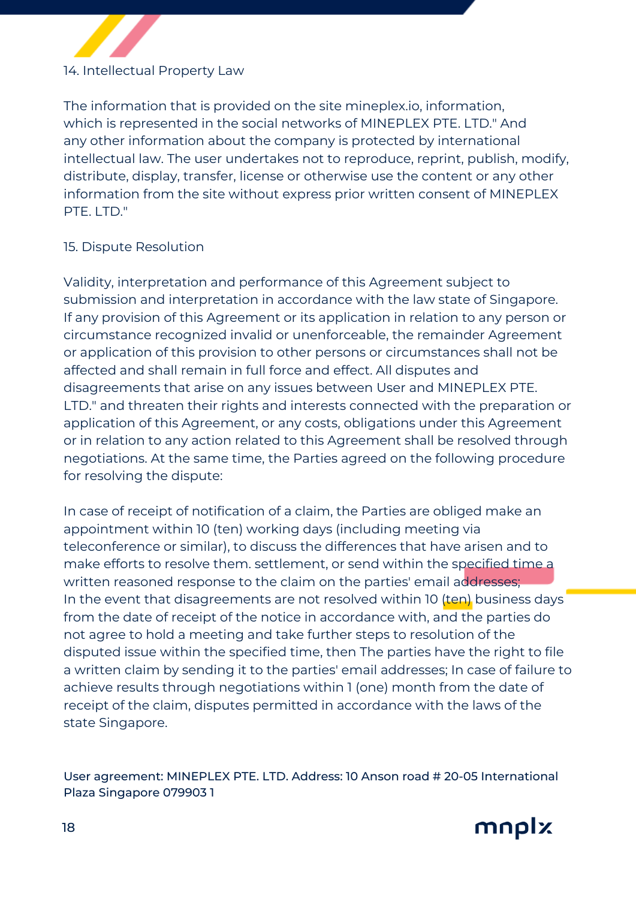## 14. Intellectual Property Law

The information that is provided on the site mineplex.io, information, which is represented in the social networks of MINEPLEX PTE. LTD." And any other information about the company is protected by international intellectual law. The user undertakes not to reproduce, reprint, publish, modify, distribute, display, transfer, license or otherwise use the content or any other information from the site without express prior written consent of MINEPLEX PTE. LTD."

## 15. Dispute Resolution

Validity, interpretation and performance of this Agreement subject to submission and interpretation in accordance with the law state of Singapore. If any provision of this Agreement or its application in relation to any person or circumstance recognized invalid or unenforceable, the remainder Agreement or application of this provision to other persons or circumstances shall not be affected and shall remain in full force and effect. All disputes and disagreements that arise on any issues between User and MINEPLEX PTE. LTD." and threaten their rights and interests connected with the preparation or application of this Agreement, or any costs, obligations under this Agreement or in relation to any action related to this Agreement shall be resolved through negotiations. At the same time, the Parties agreed on the following procedure for resolving the dispute:

In case of receipt of notification of a claim, the Parties are obliged make an appointment within 10 (ten) working days (including meeting via teleconference or similar), to discuss the differences that have arisen and to make efforts to resolve them. settlement, or send within the specified time a written reasoned response to the claim on the parties' email addresses; In the event that disagreements are not resolved within 10 (ten) business days from the date of receipt of the notice in accordance with, and the parties do not agree to hold a meeting and take further steps to resolution of the disputed issue within the specified time, then The parties have the right to file a written claim by sending it to the parties' email addresses; In case of failure to achieve results through negotiations within 1 (one) month from the date of receipt of the claim, disputes permitted in accordance with the laws of the state Singapore.

User agreement: MINEPLEX PTE. LTD. Address: 10 Anson road # 20-05 International Plaza Singapore 079903 1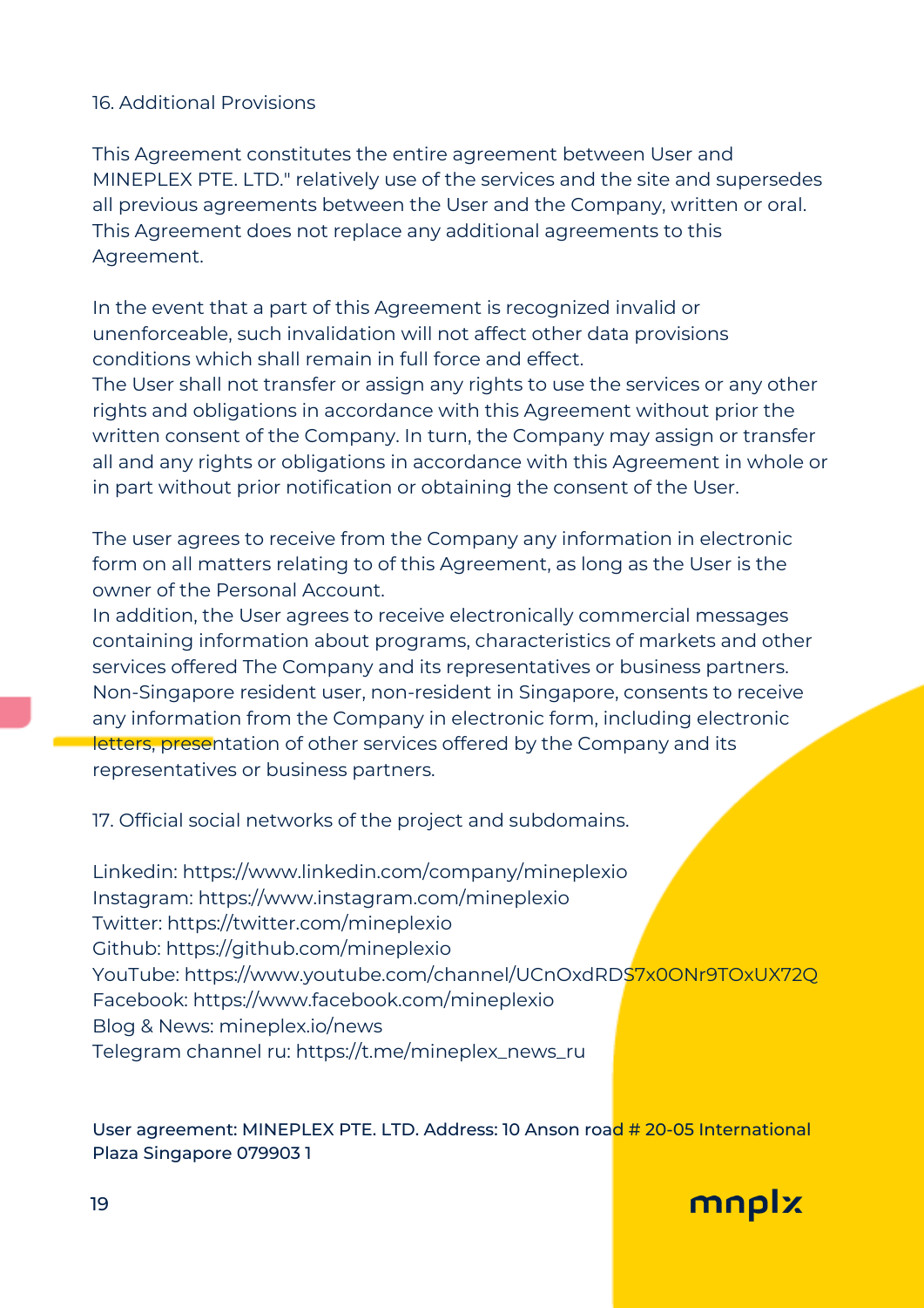## 16. Additional Provisions

This Agreement constitutes the entire agreement between User and MINEPLEX PTE. LTD." relatively use of the services and the site and supersedes all previous agreements between the User and the Company, written or oral. This Agreement does not replace any additional agreements to this Agreement.

In the event that a part of this Agreement is recognized invalid or unenforceable, such invalidation will not affect other data provisions conditions which shall remain in full force and effect.
The User shall not transfer or assign any rights to use the services or any other rights and obligations in accordance with this Agreement without prior the written consent of the Company. In turn, the Company may assign or transfer all and any rights or obligations in accordance with this Agreement in whole or in part without prior notification or obtaining the consent of the User.

The user agrees to receive from the Company any information in electronic form on all matters relating to of this Agreement, as long as the User is the owner of the Personal Account.
In addition, the User agrees to receive electronically commercial messages containing information about programs, characteristics of markets and other services offered The Company and its representatives or business partners. Non-Singapore resident user, non-resident in Singapore, consents to receive any information from the Company in electronic form, including electronic letters, presentation of other services offered by the Company and its representatives or business partners.

## 17. Official social networks of the project and subdomains.

Linkedin: https://www.linkedin.com/company/mineplexio
Instagram: https://www.instagram.com/mineplexio
Twitter: https://twitter.com/mineplexio
Github: https://github.com/mineplexio
YouTube: https://www.youtube.com/channel/UCnOxdRDS7x0ONr9TOxUX72Q
Facebook: https://www.facebook.com/mineplexio
Blog & News: mineplex.io/news
Telegram channel ru: https://t.me/mineplex_news_ru

**User agreement: MINEPLEX PTE. LTD. Address: 10 Anson road # 20-05 International Plaza Singapore 079903 1**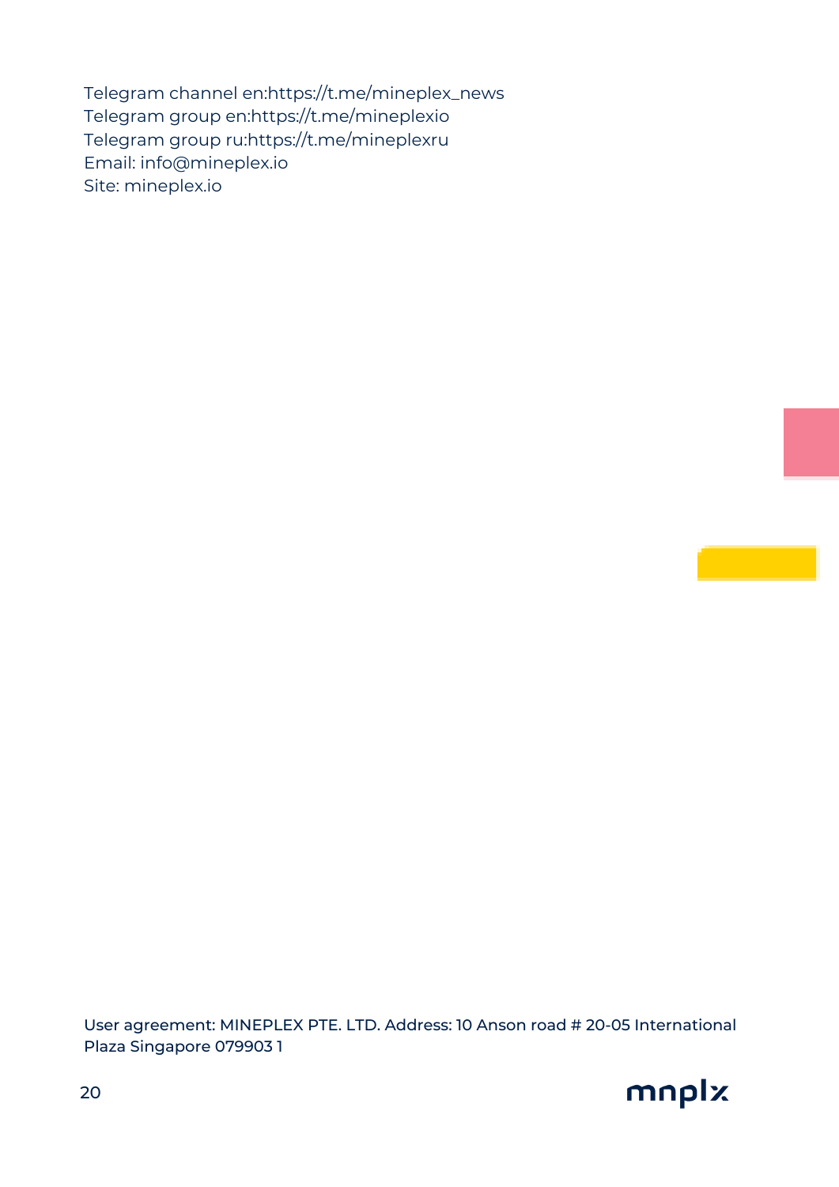Telegram channel en:https://t.me/mineplex_news
Telegram group en:https://t.me/mineplexio
Telegram group ru:https://t.me/mineplexru
Email: info@mineplex.io
Site: mineplex.io

User agreement: MINEPLEX PTE. LTD. Address: 10 Anson road # 20-05 International Plaza Singapore 079903 1